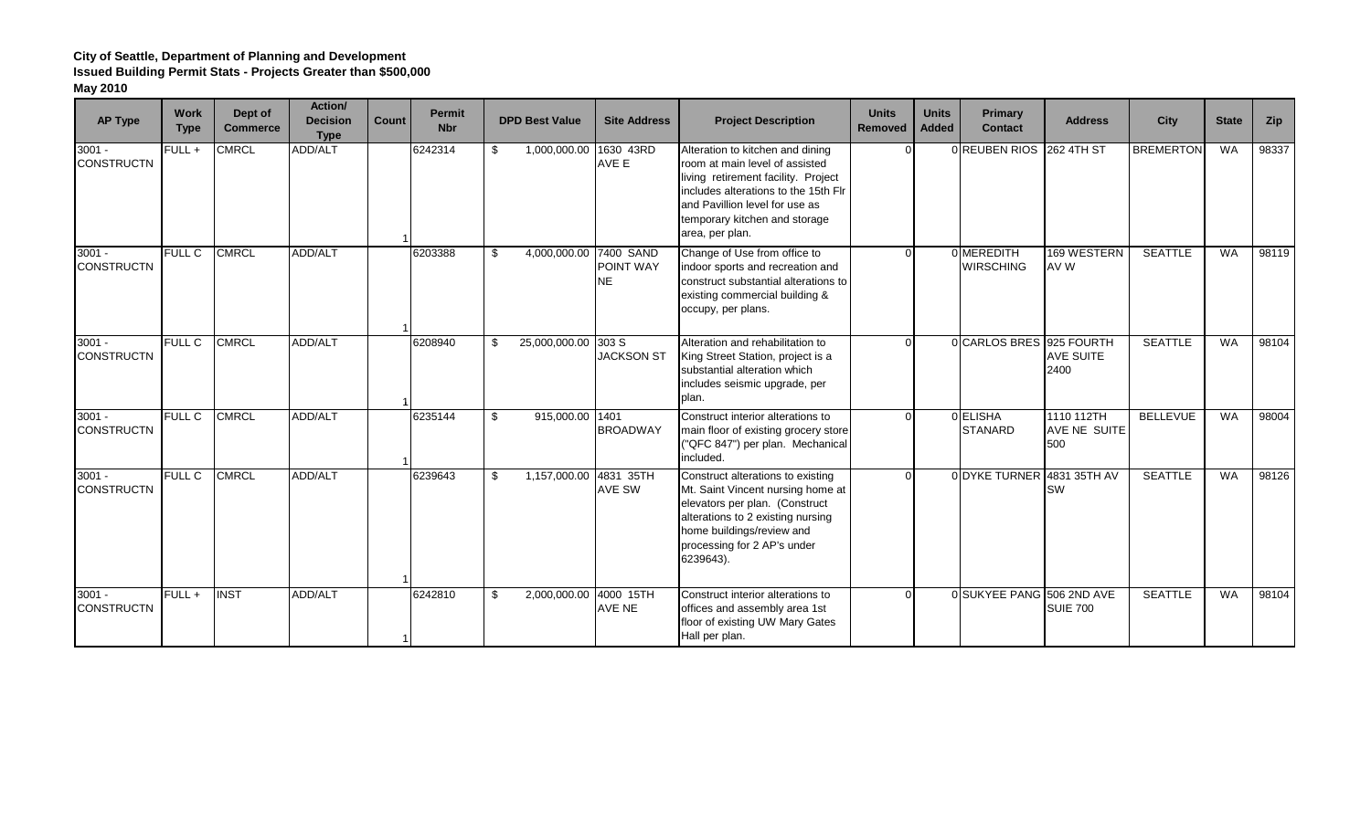**City of Seattle, Department of Planning and Development**
**Issued Building Permit Stats - Projects Greater than $500,000**
**May 2010**

| AP Type | Work Type | Dept of Commerce | Action/ Decision Type | Count | Permit Nbr | DPD Best Value | Site Address | Project Description | Units Removed | Units Added | Primary Contact | Address | City | State | Zip |
|---|---|---|---|---|---|---|---|---|---|---|---|---|---|---|---|
| 3001 - CONSTRUCTN | FULL + | CMRCL | ADD/ALT | 1 | 6242314 | $ 1,000,000.00 | 1630 43RD AVE E | Alteration to kitchen and dining room at main level of assisted living retirement facility. Project includes alterations to the 15th Flr and Pavillion level for use as temporary kitchen and storage area, per plan. | 0 | 0 | REUBEN RIOS | 262 4TH ST | BREMERTON | WA | 98337 |
| 3001 - CONSTRUCTN | FULL C | CMRCL | ADD/ALT | 1 | 6203388 | $ 4,000,000.00 | 7400 SAND POINT WAY NE | Change of Use from office to indoor sports and recreation and construct substantial alterations to existing commercial building & occupy, per plans. | 0 | 0 | MEREDITH WIRSCHING | 169 WESTERN AV W | SEATTLE | WA | 98119 |
| 3001 - CONSTRUCTN | FULL C | CMRCL | ADD/ALT | 1 | 6208940 | $ 25,000,000.00 | 303 S JACKSON ST | Alteration and rehabilitation to King Street Station, project is a substantial alteration which includes seismic upgrade, per plan. | 0 | 0 | CARLOS BRES | 925 FOURTH AVE SUITE 2400 | SEATTLE | WA | 98104 |
| 3001 - CONSTRUCTN | FULL C | CMRCL | ADD/ALT | 1 | 6235144 | $ 915,000.00 | 1401 BROADWAY | Construct interior alterations to main floor of existing grocery store ("QFC 847") per plan. Mechanical included. | 0 | 0 | ELISHA STANARD | 1110 112TH AVE NE SUITE 500 | BELLEVUE | WA | 98004 |
| 3001 - CONSTRUCTN | FULL C | CMRCL | ADD/ALT | 1 | 6239643 | $ 1,157,000.00 | 4831 35TH AVE SW | Construct alterations to existing Mt. Saint Vincent nursing home at elevators per plan. (Construct alterations to 2 existing nursing home buildings/review and processing for 2 AP's under 6239643). | 0 | 0 | DYKE TURNER | 4831 35TH AV SW | SEATTLE | WA | 98126 |
| 3001 - CONSTRUCTN | FULL + | INST | ADD/ALT | 1 | 6242810 | $ 2,000,000.00 | 4000 15TH AVE NE | Construct interior alterations to offices and assembly area 1st floor of existing UW Mary Gates Hall per plan. | 0 | 0 | SUKYEE PANG | 506 2ND AVE SUIE 700 | SEATTLE | WA | 98104 |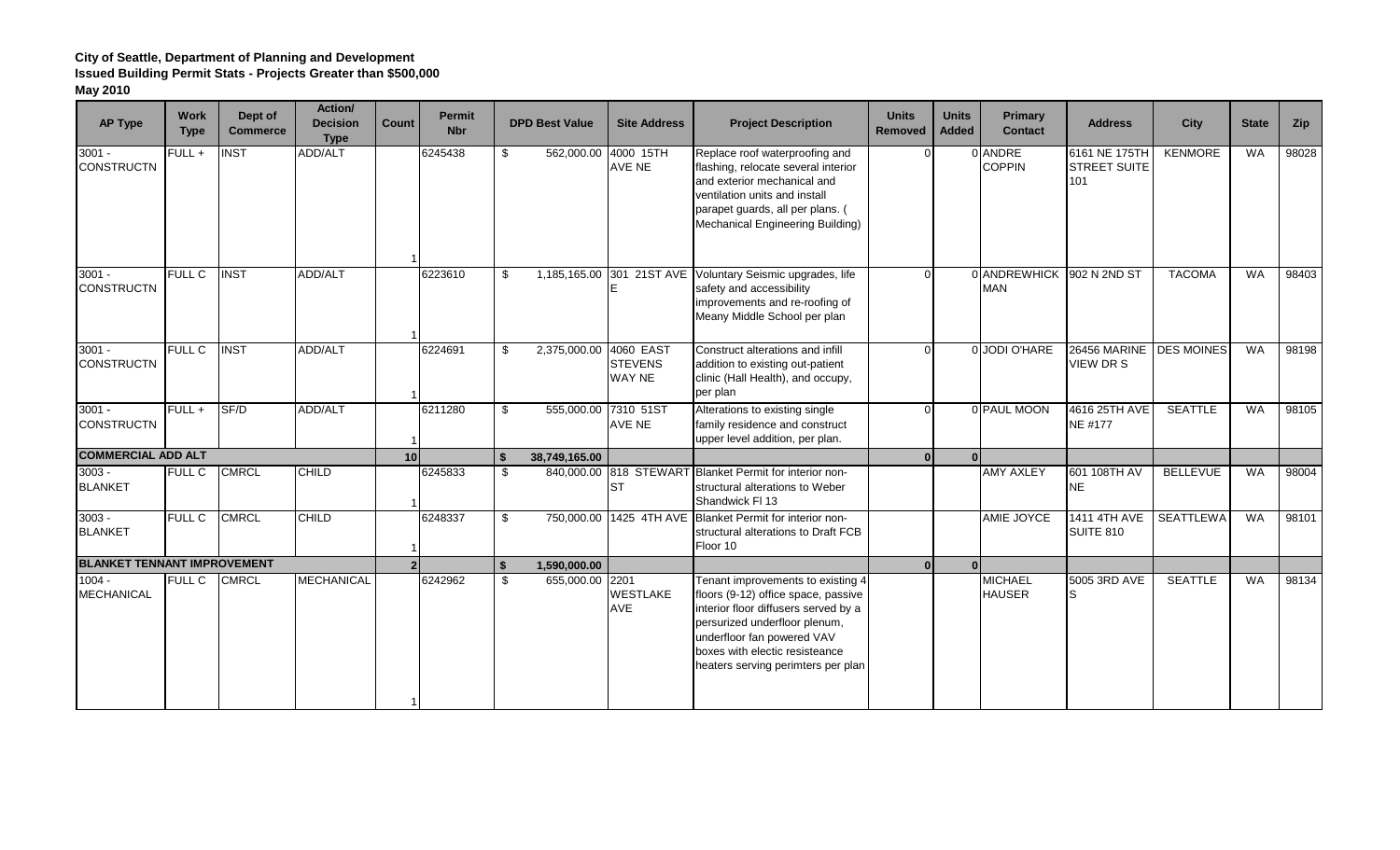**City of Seattle, Department of Planning and Development**
**Issued Building Permit Stats - Projects Greater than $500,000**
**May 2010**

| AP Type | Work Type | Dept of Commerce | Action/ Decision Type | Count | Permit Nbr | DPD Best Value | Site Address | Project Description | Units Removed | Units Added | Primary Contact | Address | City | State | Zip |
|---|---|---|---|---|---|---|---|---|---|---|---|---|---|---|---|
| 3001 - CONSTRUCTN | FULL + | INST | ADD/ALT | 1 | 6245438 | $ 562,000.00 | 4000 15TH AVE NE | Replace roof waterproofing and flashing, relocate several interior and exterior mechanical and ventilation units and install parapet guards, all per plans. ( Mechanical Engineering Building) | 0 | 0 | ANDRE COPPIN | 6161 NE 175TH STREET SUITE 101 | KENMORE | WA | 98028 |
| 3001 - CONSTRUCTN | FULL C | INST | ADD/ALT | 1 | 6223610 | $ 1,185,165.00 | 301 21ST AVE E | Voluntary Seismic upgrades, life safety and accessibility improvements and re-roofing of Meany Middle School per plan | 0 | 0 | ANDREWHICKMAN | 902 N 2ND ST | TACOMA | WA | 98403 |
| 3001 - CONSTRUCTN | FULL C | INST | ADD/ALT | 1 | 6224691 | $ 2,375,000.00 | 4060 EAST STEVENS WAY NE | Construct alterations and infill addition to existing out-patient clinic (Hall Health), and occupy, per plan | 0 | 0 | JODI O'HARE | 26456 MARINE VIEW DR S | DES MOINES | WA | 98198 |
| 3001 - CONSTRUCTN | FULL + | SF/D | ADD/ALT | 1 | 6211280 | $ 555,000.00 | 7310 51ST AVE NE | Alterations to existing single family residence and construct upper level addition, per plan. | 0 | 0 | PAUL MOON | 4616 25TH AVE NE #177 | SEATTLE | WA | 98105 |
| **COMMERCIAL ADD ALT** | | | | **10** | | **$ 38,749,165.00** | | | **0** | **0** | | | | | |
| 3003 - BLANKET | FULL C | CMRCL | CHILD | 1 | 6245833 | $ 840,000.00 | 818 STEWART ST | Blanket Permit for interior non-structural alterations to Weber Shandwick Fl 13 | | | AMY AXLEY | 601 108TH AV NE | BELLEVUE | WA | 98004 |
| 3003 - BLANKET | FULL C | CMRCL | CHILD | 1 | 6248337 | $ 750,000.00 | 1425 4TH AVE | Blanket Permit for interior non-structural alterations to Draft FCB Floor 10 | | | AMIE JOYCE | 1411 4TH AVE SUITE 810 | SEATTLEWA | WA | 98101 |
| **BLANKET TENANT IMPROVEMENT** | | | | **2** | | **$ 1,590,000.00** | | | **0** | **0** | | | | | |
| 1004 - MECHANICAL | FULL C | CMRCL | MECHANICAL | 1 | 6242962 | $ 655,000.00 | 2201 WESTLAKE AVE | Tenant improvements to existing 4 floors (9-12) office space, passive interior floor diffusers served by a persurized underfloor plenum, underfloor fan powered VAV boxes with electic resisteance heaters serving perimters per plan | | | MICHAEL HAUSER | 5005 3RD AVE S | SEATTLE | WA | 98134 |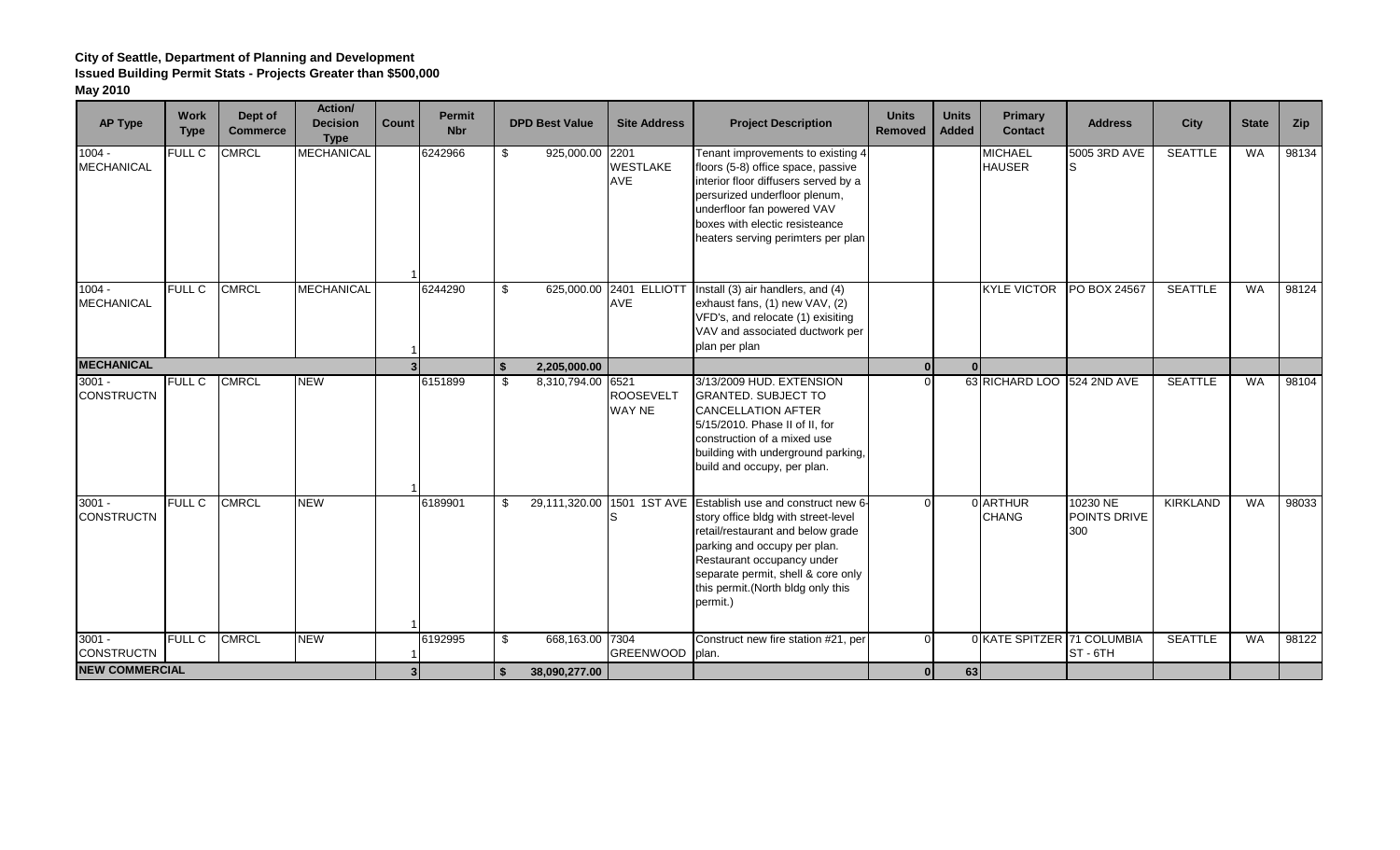**City of Seattle, Department of Planning and Development**
**Issued Building Permit Stats - Projects Greater than $500,000**
**May 2010**

| AP Type | Work Type | Dept of Commerce | Action/ Decision Type | Count | Permit Nbr | DPD Best Value | Site Address | Project Description | Units Removed | Units Added | Primary Contact | Address | City | State | Zip |
|---|---|---|---|---|---|---|---|---|---|---|---|---|---|---|---|
| 1004 - MECHANICAL | FULL C | CMRCL | MECHANICAL | 1 | 6242966 | $ 925,000.00 | 2201 WESTLAKE AVE | Tenant improvements to existing 4 floors (5-8) office space, passive interior floor diffusers served by a persurized underfloor plenum, underfloor fan powered VAV boxes with electic resisteance heaters serving perimters per plan | | | MICHAEL HAUSER | 5005 3RD AVE S | SEATTLE | WA | 98134 |
| 1004 - MECHANICAL | FULL C | CMRCL | MECHANICAL | 1 | 6244290 | $ 625,000.00 | 2401 ELLIOTT AVE | Install (3) air handlers, and (4) exhaust fans, (1) new VAV, (2) VFD's, and relocate (1) exisiting VAV and associated ductwork per plan per plan | | | KYLE VICTOR | PO BOX 24567 | SEATTLE | WA | 98124 |
| **MECHANICAL** | | | | **3** | | **$ 2,205,000.00** | | | **0** | **0** | | | | | |
| 3001 - CONSTRUCTN | FULL C | CMRCL | NEW | 1 | 6151899 | $ 8,310,794.00 | 6521 ROOSEVELT WAY NE | 3/13/2009 HUD. EXTENSION GRANTED. SUBJECT TO CANCELLATION AFTER 5/15/2010. Phase II of II, for construction of a mixed use building with underground parking, build and occupy, per plan. | 0 | 63 | RICHARD LOO | 524 2ND AVE | SEATTLE | WA | 98104 |
| 3001 - CONSTRUCTN | FULL C | CMRCL | NEW | 1 | 6189901 | $ 29,111,320.00 | 1501 1ST AVE S | Establish use and construct new 6-story office bldg with street-level retail/restaurant and below grade parking and occupy per plan. Restaurant occupancy under separate permit, shell & core only this permit.(North bldg only this permit.) | 0 | 0 | ARTHUR CHANG | 10230 NE POINTS DRIVE 300 | KIRKLAND | WA | 98033 |
| 3001 - CONSTRUCTN | FULL C | CMRCL | NEW | 1 | 6192995 | $ 668,163.00 | 7304 GREENWOOD | Construct new fire station #21, per plan. | 0 | 0 | KATE SPITZER | 71 COLUMBIA ST - 6TH | SEATTLE | WA | 98122 |
| **NEW COMMERCIAL** | | | | **3** | | **$ 38,090,277.00** | | | **0** | **63** | | | | | |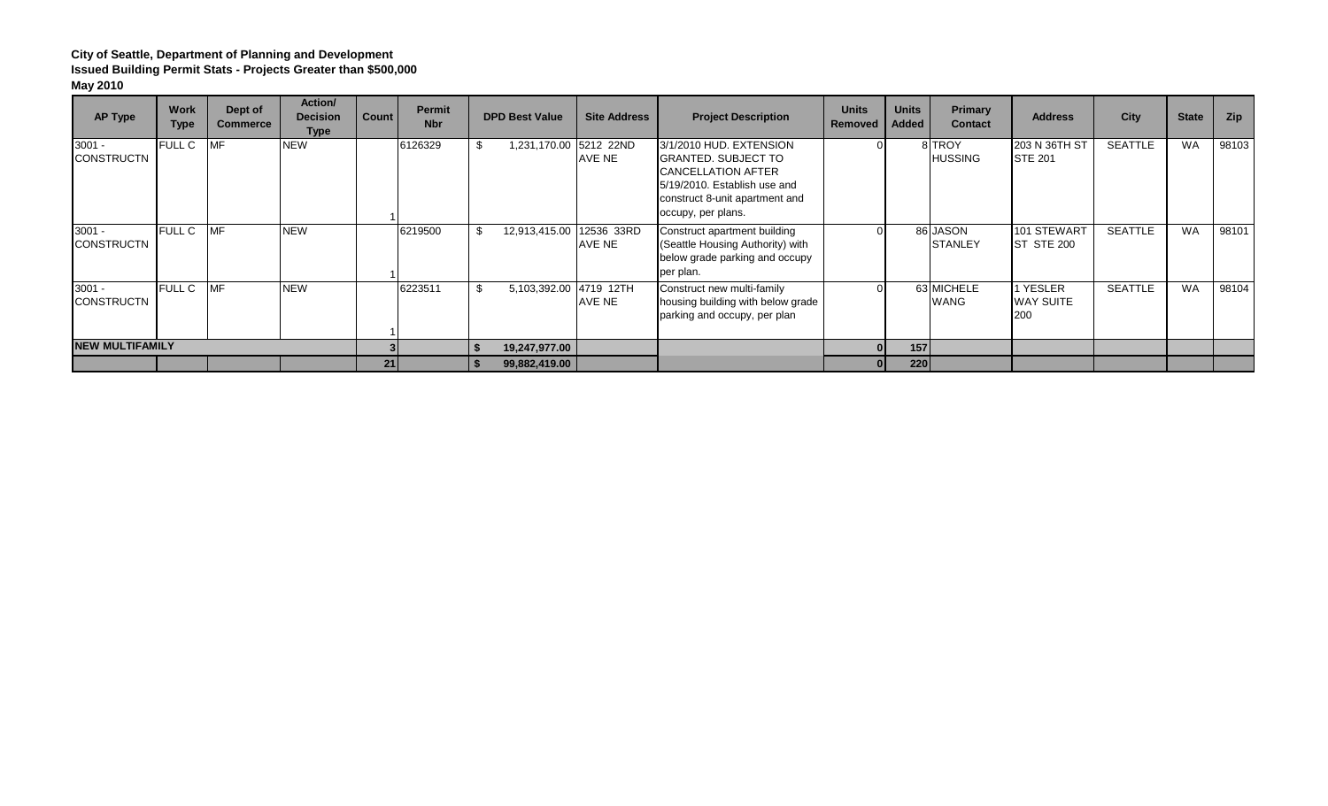**City of Seattle, Department of Planning and Development**
**Issued Building Permit Stats - Projects Greater than $500,000**
**May 2010**

| AP Type | Work Type | Dept of Commerce | Action/ Decision Type | Count | Permit Nbr | DPD Best Value | Site Address | Project Description | Units Removed | Units Added | Primary Contact | Address | City | State | Zip |
|---|---|---|---|---|---|---|---|---|---|---|---|---|---|---|---|
| 3001 - CONSTRUCTN | FULL C | MF | NEW | 1 | 6126329 | $ 1,231,170.00 | 5212 22ND AVE NE | 3/1/2010 HUD. EXTENSION GRANTED. SUBJECT TO CANCELLATION AFTER 5/19/2010. Establish use and construct 8-unit apartment and occupy, per plans. | 0 | 8 | TROY HUSSING | 203 N 36TH ST STE 201 | SEATTLE | WA | 98103 |
| 3001 - CONSTRUCTN | FULL C | MF | NEW | 1 | 6219500 | $ 12,913,415.00 | 12536 33RD AVE NE | Construct apartment building (Seattle Housing Authority) with below grade parking and occupy per plan. | 0 | 86 | JASON STANLEY | 101 STEWART ST STE 200 | SEATTLE | WA | 98101 |
| 3001 - CONSTRUCTN | FULL C | MF | NEW | 1 | 6223511 | $ 5,103,392.00 | 4719 12TH AVE NE | Construct new multi-family housing building with below grade parking and occupy, per plan | 0 | 63 | MICHELE WANG | 1 YESLER WAY SUITE 200 | SEATTLE | WA | 98104 |
| **NEW MULTIFAMILY** | | | | **3** | | **$ 19,247,977.00** | | | **0** | **157** | | | | | |
| | | | | **21** | | **$ 99,882,419.00** | | | **0** | **220** | | | | | |